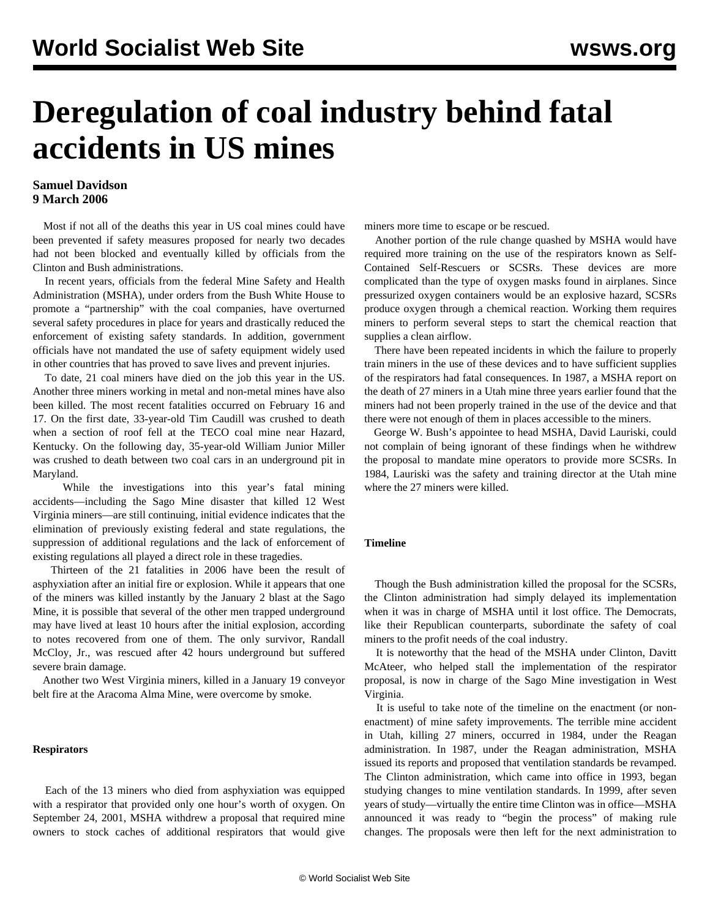# Deregulation of coal industry behind fatal accidents in US mines

**Samuel Davidson**
**9 March 2006**

Most if not all of the deaths this year in US coal mines could have been prevented if safety measures proposed for nearly two decades had not been blocked and eventually killed by officials from the Clinton and Bush administrations.

In recent years, officials from the federal Mine Safety and Health Administration (MSHA), under orders from the Bush White House to promote a "partnership" with the coal companies, have overturned several safety procedures in place for years and drastically reduced the enforcement of existing safety standards. In addition, government officials have not mandated the use of safety equipment widely used in other countries that has proved to save lives and prevent injuries.

To date, 21 coal miners have died on the job this year in the US. Another three miners working in metal and non-metal mines have also been killed. The most recent fatalities occurred on February 16 and 17. On the first date, 33-year-old Tim Caudill was crushed to death when a section of roof fell at the TECO coal mine near Hazard, Kentucky. On the following day, 35-year-old William Junior Miller was crushed to death between two coal cars in an underground pit in Maryland.

While the investigations into this year's fatal mining accidents—including the Sago Mine disaster that killed 12 West Virginia miners—are still continuing, initial evidence indicates that the elimination of previously existing federal and state regulations, the suppression of additional regulations and the lack of enforcement of existing regulations all played a direct role in these tragedies.

Thirteen of the 21 fatalities in 2006 have been the result of asphyxiation after an initial fire or explosion. While it appears that one of the miners was killed instantly by the January 2 blast at the Sago Mine, it is possible that several of the other men trapped underground may have lived at least 10 hours after the initial explosion, according to notes recovered from one of them. The only survivor, Randall McCloy, Jr., was rescued after 42 hours underground but suffered severe brain damage.

Another two West Virginia miners, killed in a January 19 conveyor belt fire at the Aracoma Alma Mine, were overcome by smoke.

**Respirators**

Each of the 13 miners who died from asphyxiation was equipped with a respirator that provided only one hour's worth of oxygen. On September 24, 2001, MSHA withdrew a proposal that required mine owners to stock caches of additional respirators that would give miners more time to escape or be rescued.

Another portion of the rule change quashed by MSHA would have required more training on the use of the respirators known as Self-Contained Self-Rescuers or SCSRs. These devices are more complicated than the type of oxygen masks found in airplanes. Since pressurized oxygen containers would be an explosive hazard, SCSRs produce oxygen through a chemical reaction. Working them requires miners to perform several steps to start the chemical reaction that supplies a clean airflow.

There have been repeated incidents in which the failure to properly train miners in the use of these devices and to have sufficient supplies of the respirators had fatal consequences. In 1987, a MSHA report on the death of 27 miners in a Utah mine three years earlier found that the miners had not been properly trained in the use of the device and that there were not enough of them in places accessible to the miners.

George W. Bush's appointee to head MSHA, David Lauriski, could not complain of being ignorant of these findings when he withdrew the proposal to mandate mine operators to provide more SCSRs. In 1984, Lauriski was the safety and training director at the Utah mine where the 27 miners were killed.

**Timeline**

Though the Bush administration killed the proposal for the SCSRs, the Clinton administration had simply delayed its implementation when it was in charge of MSHA until it lost office. The Democrats, like their Republican counterparts, subordinate the safety of coal miners to the profit needs of the coal industry.

It is noteworthy that the head of the MSHA under Clinton, Davitt McAteer, who helped stall the implementation of the respirator proposal, is now in charge of the Sago Mine investigation in West Virginia.

It is useful to take note of the timeline on the enactment (or non-enactment) of mine safety improvements. The terrible mine accident in Utah, killing 27 miners, occurred in 1984, under the Reagan administration. In 1987, under the Reagan administration, MSHA issued its reports and proposed that ventilation standards be revamped. The Clinton administration, which came into office in 1993, began studying changes to mine ventilation standards. In 1999, after seven years of study—virtually the entire time Clinton was in office—MSHA announced it was ready to "begin the process" of making rule changes. The proposals were then left for the next administration to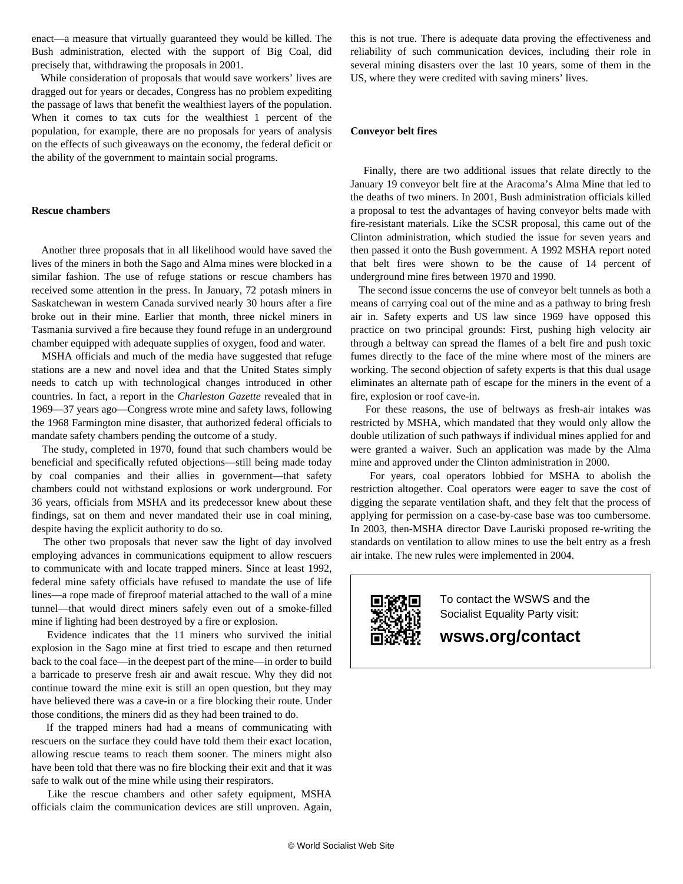enact—a measure that virtually guaranteed they would be killed. The Bush administration, elected with the support of Big Coal, did precisely that, withdrawing the proposals in 2001.

While consideration of proposals that would save workers' lives are dragged out for years or decades, Congress has no problem expediting the passage of laws that benefit the wealthiest layers of the population. When it comes to tax cuts for the wealthiest 1 percent of the population, for example, there are no proposals for years of analysis on the effects of such giveaways on the economy, the federal deficit or the ability of the government to maintain social programs.

**Rescue chambers**

Another three proposals that in all likelihood would have saved the lives of the miners in both the Sago and Alma mines were blocked in a similar fashion. The use of refuge stations or rescue chambers has received some attention in the press. In January, 72 potash miners in Saskatchewan in western Canada survived nearly 30 hours after a fire broke out in their mine. Earlier that month, three nickel miners in Tasmania survived a fire because they found refuge in an underground chamber equipped with adequate supplies of oxygen, food and water.

MSHA officials and much of the media have suggested that refuge stations are a new and novel idea and that the United States simply needs to catch up with technological changes introduced in other countries. In fact, a report in the *Charleston Gazette* revealed that in 1969—37 years ago—Congress wrote mine and safety laws, following the 1968 Farmington mine disaster, that authorized federal officials to mandate safety chambers pending the outcome of a study.

The study, completed in 1970, found that such chambers would be beneficial and specifically refuted objections—still being made today by coal companies and their allies in government—that safety chambers could not withstand explosions or work underground. For 36 years, officials from MSHA and its predecessor knew about these findings, sat on them and never mandated their use in coal mining, despite having the explicit authority to do so.

The other two proposals that never saw the light of day involved employing advances in communications equipment to allow rescuers to communicate with and locate trapped miners. Since at least 1992, federal mine safety officials have refused to mandate the use of life lines—a rope made of fireproof material attached to the wall of a mine tunnel—that would direct miners safely even out of a smoke-filled mine if lighting had been destroyed by a fire or explosion.

Evidence indicates that the 11 miners who survived the initial explosion in the Sago mine at first tried to escape and then returned back to the coal face—in the deepest part of the mine—in order to build a barricade to preserve fresh air and await rescue. Why they did not continue toward the mine exit is still an open question, but they may have believed there was a cave-in or a fire blocking their route. Under those conditions, the miners did as they had been trained to do.

If the trapped miners had had a means of communicating with rescuers on the surface they could have told them their exact location, allowing rescue teams to reach them sooner. The miners might also have been told that there was no fire blocking their exit and that it was safe to walk out of the mine while using their respirators.

Like the rescue chambers and other safety equipment, MSHA officials claim the communication devices are still unproven. Again, this is not true. There is adequate data proving the effectiveness and reliability of such communication devices, including their role in several mining disasters over the last 10 years, some of them in the US, where they were credited with saving miners' lives.

**Conveyor belt fires**

Finally, there are two additional issues that relate directly to the January 19 conveyor belt fire at the Aracoma's Alma Mine that led to the deaths of two miners. In 2001, Bush administration officials killed a proposal to test the advantages of having conveyor belts made with fire-resistant materials. Like the SCSR proposal, this came out of the Clinton administration, which studied the issue for seven years and then passed it onto the Bush government. A 1992 MSHA report noted that belt fires were shown to be the cause of 14 percent of underground mine fires between 1970 and 1990.

The second issue concerns the use of conveyor belt tunnels as both a means of carrying coal out of the mine and as a pathway to bring fresh air in. Safety experts and US law since 1969 have opposed this practice on two principal grounds: First, pushing high velocity air through a beltway can spread the flames of a belt fire and push toxic fumes directly to the face of the mine where most of the miners are working. The second objection of safety experts is that this dual usage eliminates an alternate path of escape for the miners in the event of a fire, explosion or roof cave-in.

For these reasons, the use of beltways as fresh-air intakes was restricted by MSHA, which mandated that they would only allow the double utilization of such pathways if individual mines applied for and were granted a waiver. Such an application was made by the Alma mine and approved under the Clinton administration in 2000.

For years, coal operators lobbied for MSHA to abolish the restriction altogether. Coal operators were eager to save the cost of digging the separate ventilation shaft, and they felt that the process of applying for permission on a case-by-case base was too cumbersome. In 2003, then-MSHA director Dave Lauriski proposed re-writing the standards on ventilation to allow mines to use the belt entry as a fresh air intake. The new rules were implemented in 2004.

To contact the WSWS and the Socialist Equality Party visit:

**wsws.org/contact**